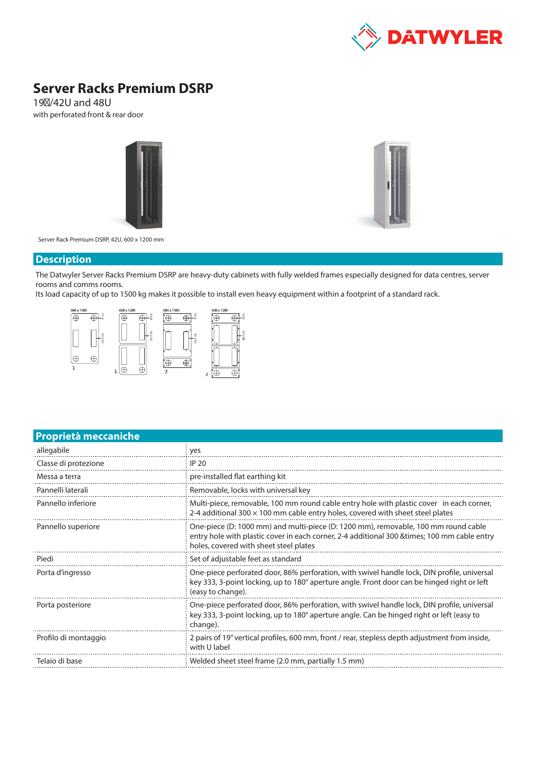# Server Racks Premium DSRP

19"/42U and 48U

with perforated front & rear door

Server Rack Premium DSRP, 42U, 600 x 1200 mm

## Description

The Datwyler Server Racks Premium DSRP are heavy-duty cabinets with fully welded frames especially designed for data centres, server rooms and comms rooms.

Its load capacity of up to 1500 kg makes it possible to install even heavy equipment within a footprint of a standard rack.

## Proprietà meccaniche

| | |
|---|---|
| allegabile | yes |
| Classe di protezione | IP 20 |
| Messa a terra | pre-installed flat earthing kit |
| Pannelli laterali | Removable, locks with universal key |
| Pannello inferiore | Multi-piece, removable, 100 mm round cable entry hole with plastic cover in each corner, 2-4 additional 300 × 100 mm cable entry holes, covered with sheet steel plates |
| Pannello superiore | One-piece (D: 1000 mm) and multi-piece (D: 1200 mm), removable, 100 mm round cable entry hole with plastic cover in each corner, 2-4 additional 300 &times; 100 mm cable entry holes, covered with sheet steel plates |
| Piedi | Set of adjustable feet as standard |
| Porta d'ingresso | One-piece perforated door, 86% perforation, with swivel handle lock, DIN profile, universal key 333, 3-point locking, up to 180° aperture angle. Front door can be hinged right or left (easy to change). |
| Porta posteriore | One-piece perforated door, 86% perforation, with swivel handle lock, DIN profile, universal key 333, 3-point locking, up to 180° aperture angle. Can be hinged right or left (easy to change). |
| Profilo di montaggio | 2 pairs of 19" vertical profiles, 600 mm, front / rear, stepless depth adjustment from inside, with U label |
| Telaio di base | Welded sheet steel frame (2.0 mm, partially 1.5 mm) |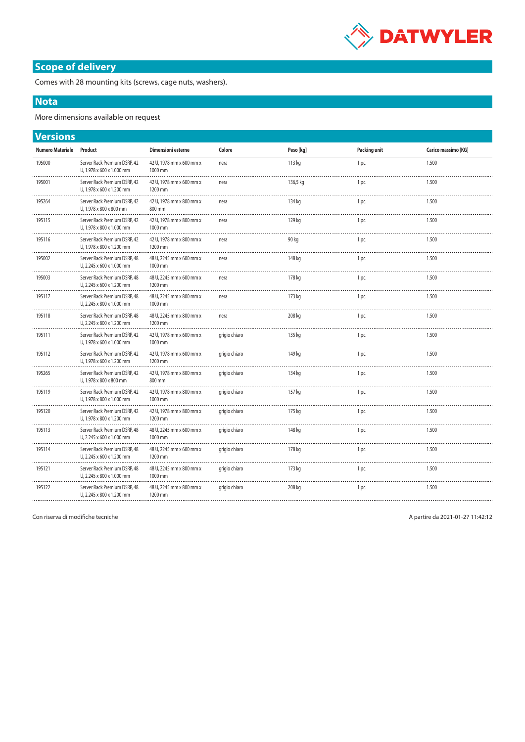## Scope of delivery

Comes with 28 mounting kits (screws, cage nuts, washers).

## Nota

More dimensions available on request

## Versions

| Numero Materiale | Product | Dimensioni esterne | Colore | Peso [kg] | Packing unit | Carico massimo [KG] |
|---|---|---|---|---|---|---|
| 195000 | Server Rack Premium DSRP, 42 U, 1.978 x 600 x 1.000 mm | 42 U, 1978 mm x 600 mm x 1000 mm | nera | 113 kg | 1 pc. | 1.500 |
| 195001 | Server Rack Premium DSRP, 42 U, 1.978 x 600 x 1.200 mm | 42 U, 1978 mm x 600 mm x 1200 mm | nera | 136,5 kg | 1 pc. | 1.500 |
| 195264 | Server Rack Premium DSRP, 42 U, 1.978 x 800 x 800 mm | 42 U, 1978 mm x 800 mm x 800 mm | nera | 134 kg | 1 pc. | 1.500 |
| 195115 | Server Rack Premium DSRP, 42 U, 1.978 x 800 x 1.000 mm | 42 U, 1978 mm x 800 mm x 1000 mm | nera | 129 kg | 1 pc. | 1.500 |
| 195116 | Server Rack Premium DSRP, 42 U, 1.978 x 800 x 1.200 mm | 42 U, 1978 mm x 800 mm x 1200 mm | nera | 90 kg | 1 pc. | 1.500 |
| 195002 | Server Rack Premium DSRP, 48 U, 2.245 x 600 x 1.000 mm | 48 U, 2245 mm x 600 mm x 1000 mm | nera | 148 kg | 1 pc. | 1.500 |
| 195003 | Server Rack Premium DSRP, 48 U, 2.245 x 600 x 1.200 mm | 48 U, 2245 mm x 600 mm x 1200 mm | nera | 178 kg | 1 pc. | 1.500 |
| 195117 | Server Rack Premium DSRP, 48 U, 2.245 x 800 x 1.000 mm | 48 U, 2245 mm x 800 mm x 1000 mm | nera | 173 kg | 1 pc. | 1.500 |
| 195118 | Server Rack Premium DSRP, 48 U, 2.245 x 800 x 1.200 mm | 48 U, 2245 mm x 800 mm x 1200 mm | nera | 208 kg | 1 pc. | 1.500 |
| 195111 | Server Rack Premium DSRP, 42 U, 1.978 x 600 x 1.000 mm | 42 U, 1978 mm x 600 mm x 1000 mm | grigio chiaro | 135 kg | 1 pc. | 1.500 |
| 195112 | Server Rack Premium DSRP, 42 U, 1.978 x 600 x 1.200 mm | 42 U, 1978 mm x 600 mm x 1200 mm | grigio chiaro | 149 kg | 1 pc. | 1.500 |
| 195265 | Server Rack Premium DSRP, 42 U, 1.978 x 800 x 800 mm | 42 U, 1978 mm x 800 mm x 800 mm | grigio chiaro | 134 kg | 1 pc. | 1.500 |
| 195119 | Server Rack Premium DSRP, 42 U, 1.978 x 800 x 1.000 mm | 42 U, 1978 mm x 800 mm x 1000 mm | grigio chiaro | 157 kg | 1 pc. | 1.500 |
| 195120 | Server Rack Premium DSRP, 42 U, 1.978 x 800 x 1.200 mm | 42 U, 1978 mm x 800 mm x 1200 mm | grigio chiaro | 175 kg | 1 pc. | 1.500 |
| 195113 | Server Rack Premium DSRP, 48 U, 2.245 x 600 x 1.000 mm | 48 U, 2245 mm x 600 mm x 1000 mm | grigio chiaro | 148 kg | 1 pc. | 1.500 |
| 195114 | Server Rack Premium DSRP, 48 U, 2.245 x 600 x 1.200 mm | 48 U, 2245 mm x 600 mm x 1200 mm | grigio chiaro | 178 kg | 1 pc. | 1.500 |
| 195121 | Server Rack Premium DSRP, 48 U, 2.245 x 800 x 1.000 mm | 48 U, 2245 mm x 800 mm x 1000 mm | grigio chiaro | 173 kg | 1 pc. | 1.500 |
| 195122 | Server Rack Premium DSRP, 48 U, 2.245 x 800 x 1.200 mm | 48 U, 2245 mm x 800 mm x 1200 mm | grigio chiaro | 208 kg | 1 pc. | 1.500 |

Con riserva di modifiche tecniche

A partire da 2021-01-27 11:42:12